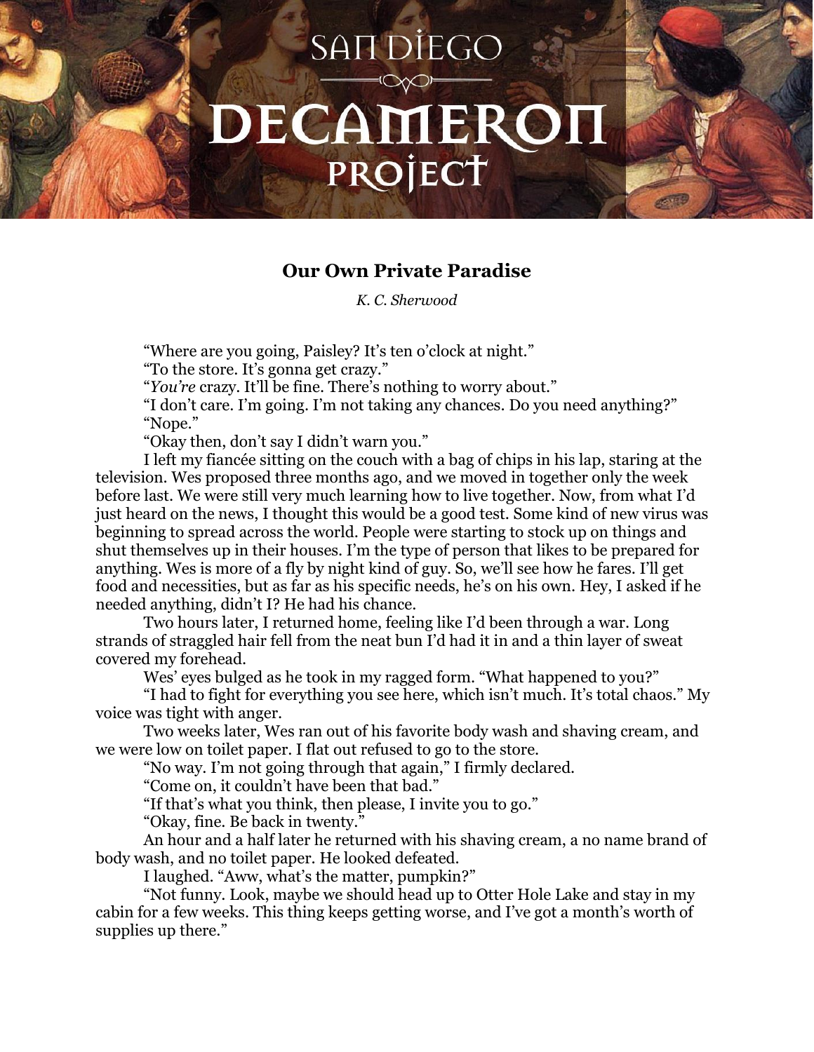## Our Own Private Paradise

*K. C. Sherwood*

"Where are you going, Paisley? It's ten o'clock at night."

"To the store. It's gonna get crazy."

"*You're* crazy. It'll be fine. There's nothing to worry about."

"I don't care. I'm going. I'm not taking any chances. Do you need anything?"

"Nope."

"Okay then, don't say I didn't warn you."

I left my fiancée sitting on the couch with a bag of chips in his lap, staring at the television. Wes proposed three months ago, and we moved in together only the week before last. We were still very much learning how to live together. Now, from what I'd just heard on the news, I thought this would be a good test. Some kind of new virus was beginning to spread across the world. People were starting to stock up on things and shut themselves up in their houses. I'm the type of person that likes to be prepared for anything. Wes is more of a fly by night kind of guy. So, we'll see how he fares. I'll get food and necessities, but as far as his specific needs, he's on his own. Hey, I asked if he needed anything, didn't I? He had his chance.

Two hours later, I returned home, feeling like I'd been through a war. Long strands of straggled hair fell from the neat bun I'd had it in and a thin layer of sweat covered my forehead.

Wes' eyes bulged as he took in my ragged form. "What happened to you?"

"I had to fight for everything you see here, which isn't much. It's total chaos." My voice was tight with anger.

Two weeks later, Wes ran out of his favorite body wash and shaving cream, and we were low on toilet paper. I flat out refused to go to the store.

"No way. I'm not going through that again," I firmly declared.

"Come on, it couldn't have been that bad."

"If that's what you think, then please, I invite you to go."

"Okay, fine. Be back in twenty."

An hour and a half later he returned with his shaving cream, a no name brand of body wash, and no toilet paper. He looked defeated.

I laughed. "Aww, what's the matter, pumpkin?"

"Not funny. Look, maybe we should head up to Otter Hole Lake and stay in my cabin for a few weeks. This thing keeps getting worse, and I've got a month's worth of supplies up there."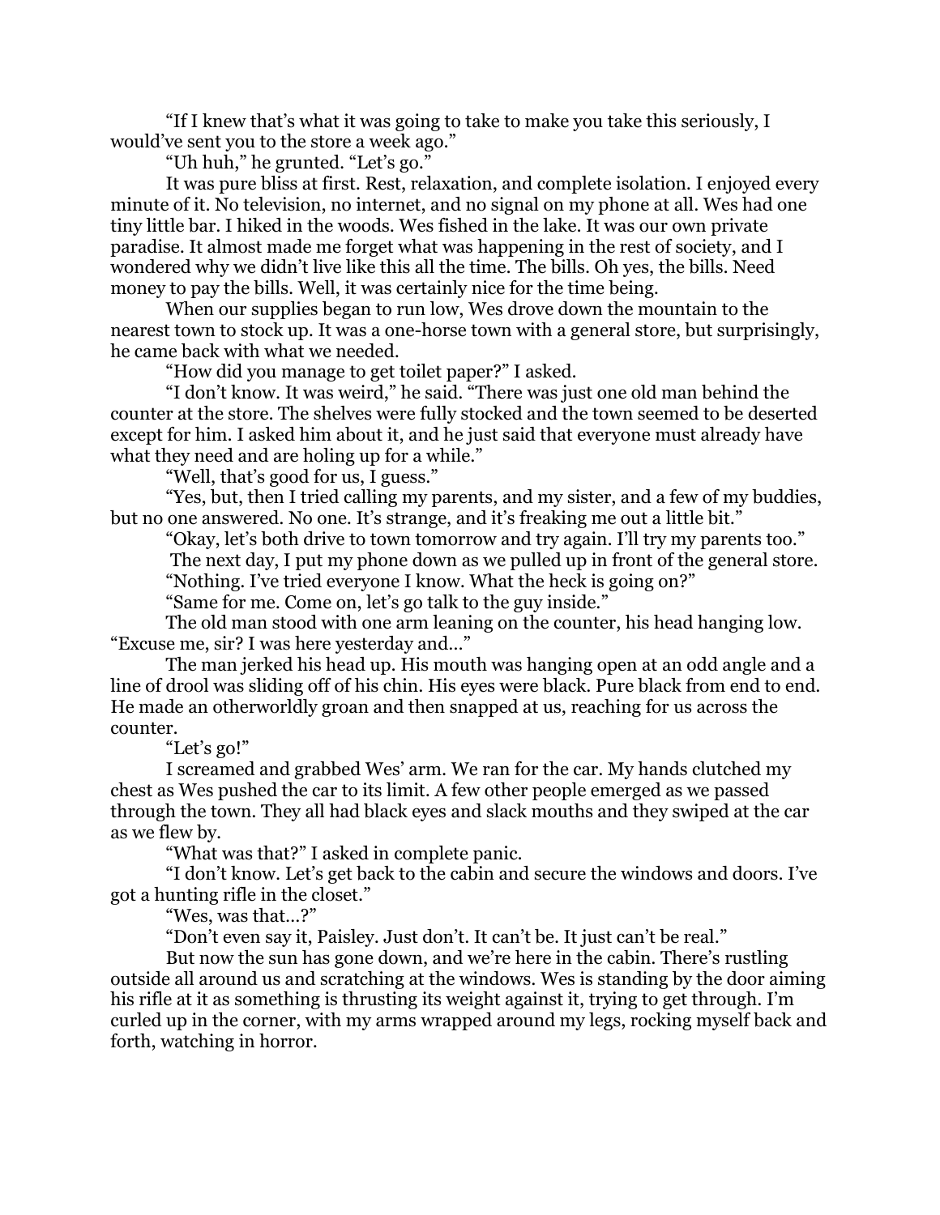"If I knew that's what it was going to take to make you take this seriously, I would've sent you to the store a week ago."

"Uh huh," he grunted. "Let's go."

It was pure bliss at first. Rest, relaxation, and complete isolation. I enjoyed every minute of it. No television, no internet, and no signal on my phone at all. Wes had one tiny little bar. I hiked in the woods. Wes fished in the lake. It was our own private paradise. It almost made me forget what was happening in the rest of society, and I wondered why we didn't live like this all the time. The bills. Oh yes, the bills. Need money to pay the bills. Well, it was certainly nice for the time being.

When our supplies began to run low, Wes drove down the mountain to the nearest town to stock up. It was a one-horse town with a general store, but surprisingly, he came back with what we needed.

"How did you manage to get toilet paper?" I asked.

"I don't know. It was weird," he said. "There was just one old man behind the counter at the store. The shelves were fully stocked and the town seemed to be deserted except for him. I asked him about it, and he just said that everyone must already have what they need and are holing up for a while."

"Well, that's good for us, I guess."

"Yes, but, then I tried calling my parents, and my sister, and a few of my buddies, but no one answered. No one. It's strange, and it's freaking me out a little bit."

"Okay, let's both drive to town tomorrow and try again. I'll try my parents too."

The next day, I put my phone down as we pulled up in front of the general store.

"Nothing. I've tried everyone I know. What the heck is going on?"

"Same for me. Come on, let's go talk to the guy inside."

The old man stood with one arm leaning on the counter, his head hanging low. "Excuse me, sir? I was here yesterday and…"

The man jerked his head up. His mouth was hanging open at an odd angle and a line of drool was sliding off of his chin. His eyes were black. Pure black from end to end. He made an otherworldly groan and then snapped at us, reaching for us across the counter.

"Let's go!"

I screamed and grabbed Wes' arm. We ran for the car. My hands clutched my chest as Wes pushed the car to its limit. A few other people emerged as we passed through the town. They all had black eyes and slack mouths and they swiped at the car as we flew by.

"What was that?" I asked in complete panic.

"I don't know. Let's get back to the cabin and secure the windows and doors. I've got a hunting rifle in the closet."

"Wes, was that…?"

"Don't even say it, Paisley. Just don't. It can't be. It just can't be real."

But now the sun has gone down, and we're here in the cabin. There's rustling outside all around us and scratching at the windows. Wes is standing by the door aiming his rifle at it as something is thrusting its weight against it, trying to get through. I'm curled up in the corner, with my arms wrapped around my legs, rocking myself back and forth, watching in horror.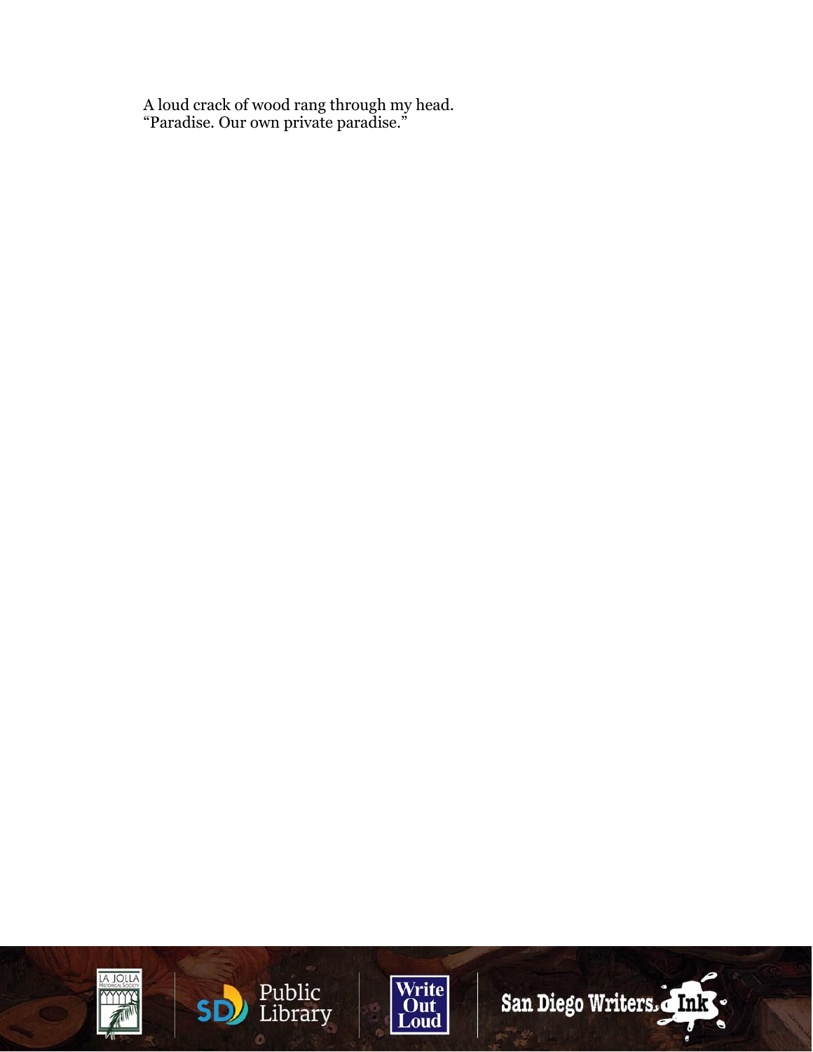A loud crack of wood rang through my head.
"Paradise. Our own private paradise."